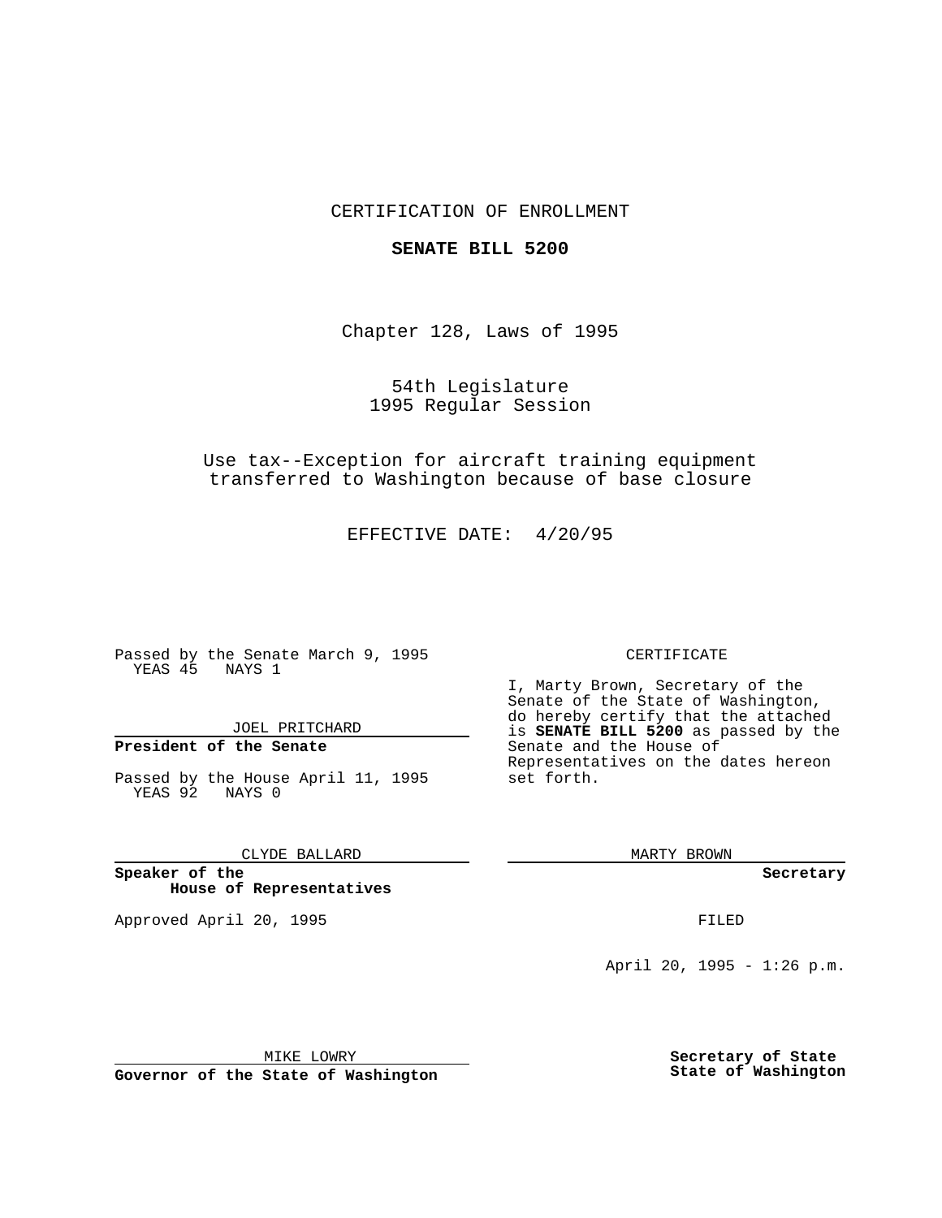CERTIFICATION OF ENROLLMENT

**SENATE BILL 5200**

Chapter 128, Laws of 1995

54th Legislature
1995 Regular Session

Use tax--Exception for aircraft training equipment transferred to Washington because of base closure

EFFECTIVE DATE: 4/20/95

Passed by the Senate March 9, 1995
YEAS 45 NAYS 1

JOEL PRITCHARD

**President of the Senate**

Passed by the House April 11, 1995
YEAS 92 NAYS 0

CLYDE BALLARD

**Speaker of the House of Representatives**

Approved April 20, 1995

MIKE LOWRY

**Governor of the State of Washington**

CERTIFICATE

I, Marty Brown, Secretary of the Senate of the State of Washington, do hereby certify that the attached is **SENATE BILL 5200** as passed by the Senate and the House of Representatives on the dates hereon set forth.

MARTY BROWN

**Secretary**

FILED

April 20, 1995 - 1:26 p.m.

**Secretary of State**
**State of Washington**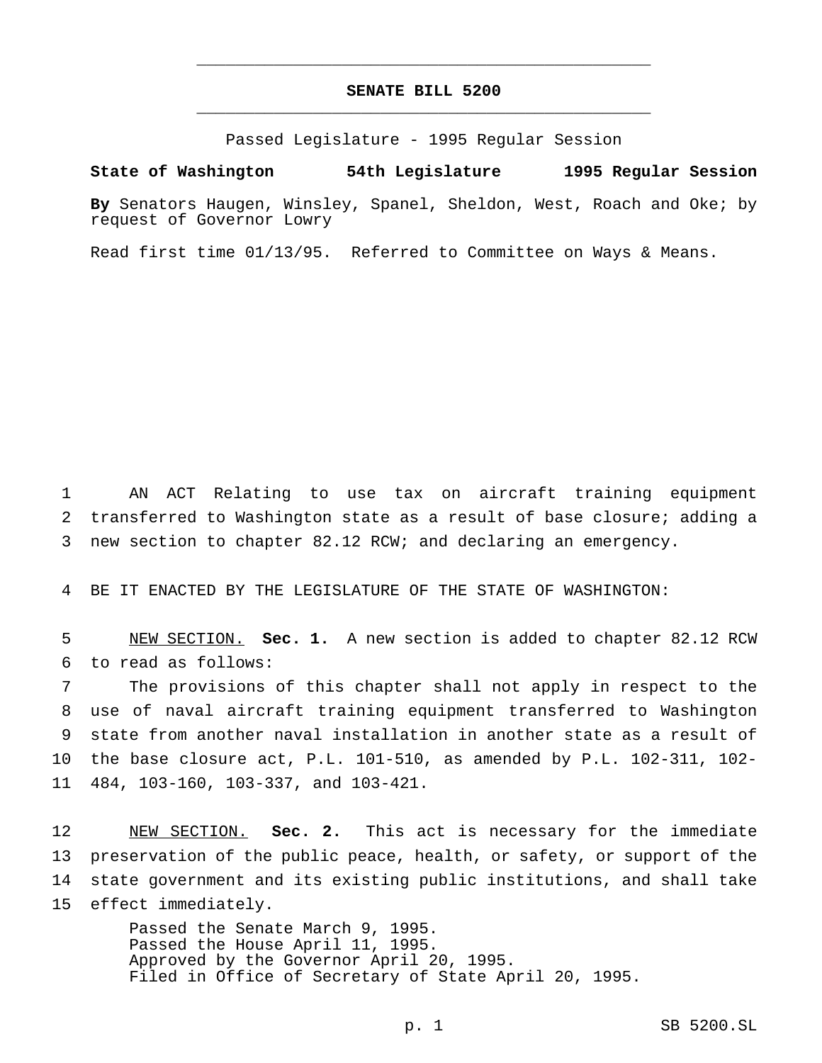# SENATE BILL 5200

Passed Legislature - 1995 Regular Session

**State of Washington 54th Legislature 1995 Regular Session**

**By** Senators Haugen, Winsley, Spanel, Sheldon, West, Roach and Oke; by request of Governor Lowry

Read first time 01/13/95. Referred to Committee on Ways & Means.

AN ACT Relating to use tax on aircraft training equipment transferred to Washington state as a result of base closure; adding a new section to chapter 82.12 RCW; and declaring an emergency.

BE IT ENACTED BY THE LEGISLATURE OF THE STATE OF WASHINGTON:

NEW SECTION. **Sec. 1.** A new section is added to chapter 82.12 RCW to read as follows:

The provisions of this chapter shall not apply in respect to the use of naval aircraft training equipment transferred to Washington state from another naval installation in another state as a result of the base closure act, P.L. 101-510, as amended by P.L. 102-311, 102-484, 103-160, 103-337, and 103-421.

NEW SECTION. **Sec. 2.** This act is necessary for the immediate preservation of the public peace, health, or safety, or support of the state government and its existing public institutions, and shall take effect immediately.

Passed the Senate March 9, 1995.
Passed the House April 11, 1995.
Approved by the Governor April 20, 1995.
Filed in Office of Secretary of State April 20, 1995.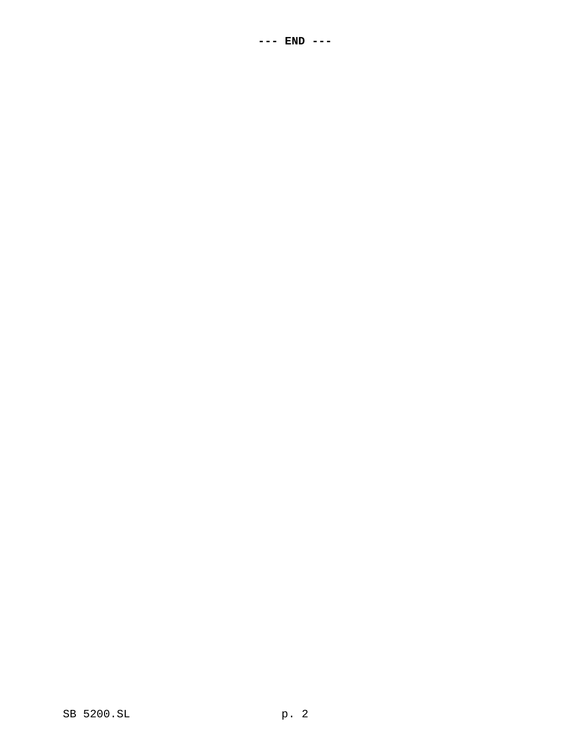**--- END ---**